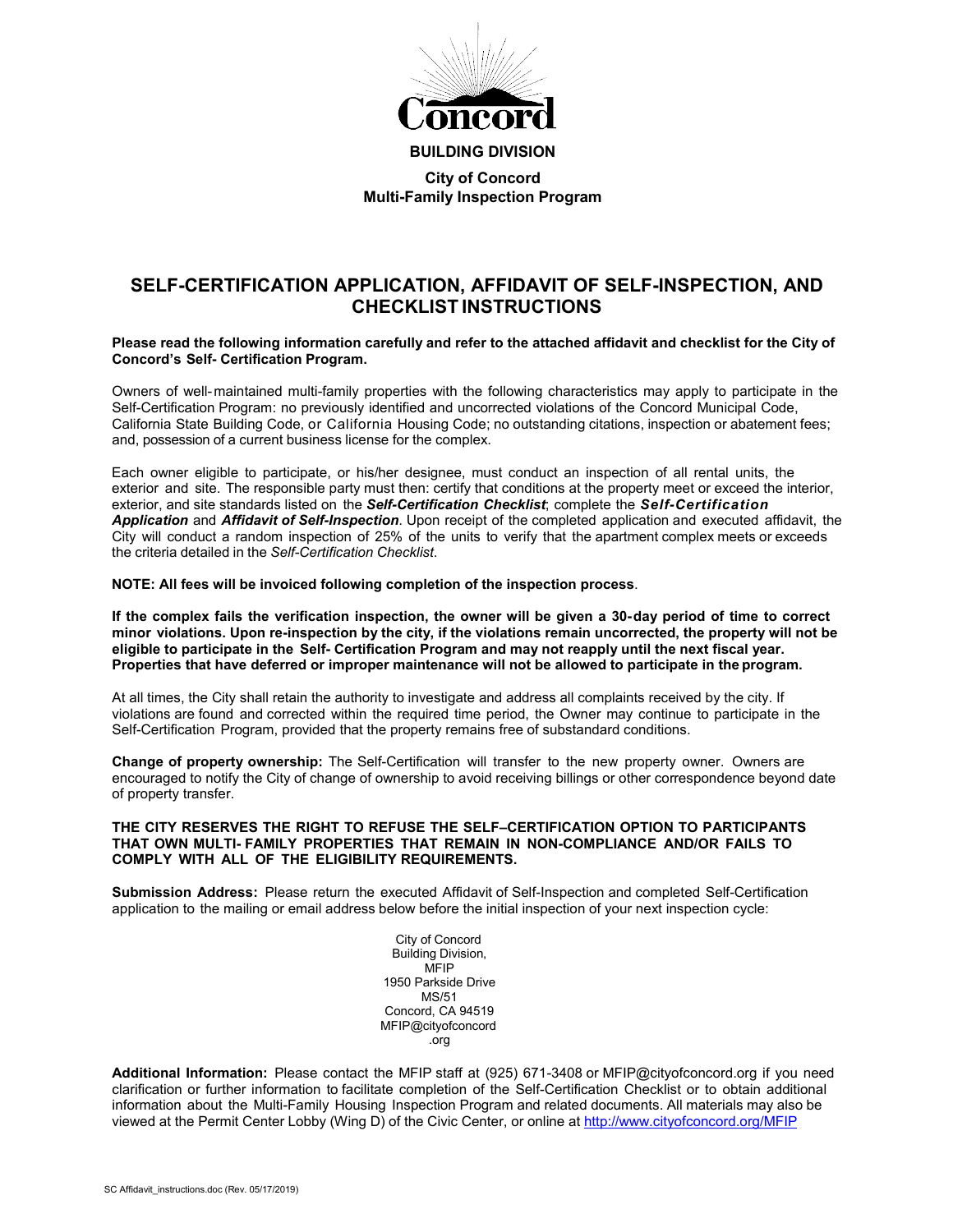**BUILDING DIVISION**

**City of Concord**
**Multi-Family Inspection Program**

# SELF-CERTIFICATION APPLICATION, AFFIDAVIT OF SELF-INSPECTION, AND CHECKLIST INSTRUCTIONS

**Please read the following information carefully and refer to the attached affidavit and checklist for the City of Concord's Self- Certification Program.**

Owners of well-maintained multi-family properties with the following characteristics may apply to participate in the Self-Certification Program: no previously identified and uncorrected violations of the Concord Municipal Code, California State Building Code, or California Housing Code; no outstanding citations, inspection or abatement fees; and, possession of a current business license for the complex.

Each owner eligible to participate, or his/her designee, must conduct an inspection of all rental units, the exterior and site. The responsible party must then: certify that conditions at the property meet or exceed the interior, exterior, and site standards listed on the ***Self-Certification Checklist***; complete the ***Self-Certification Application*** and ***Affidavit of Self-Inspection***. Upon receipt of the completed application and executed affidavit, the City will conduct a random inspection of 25% of the units to verify that the apartment complex meets or exceeds the criteria detailed in the *Self-Certification Checklist*.

**NOTE: All fees will be invoiced following completion of the inspection process**.

**If the complex fails the verification inspection, the owner will be given a 30-day period of time to correct minor violations. Upon re-inspection by the city, if the violations remain uncorrected, the property will not be eligible to participate in the Self- Certification Program and may not reapply until the next fiscal year. Properties that have deferred or improper maintenance will not be allowed to participate in the program.**

At all times, the City shall retain the authority to investigate and address all complaints received by the city. If violations are found and corrected within the required time period, the Owner may continue to participate in the Self-Certification Program, provided that the property remains free of substandard conditions.

**Change of property ownership:** The Self-Certification will transfer to the new property owner. Owners are encouraged to notify the City of change of ownership to avoid receiving billings or other correspondence beyond date of property transfer.

**THE CITY RESERVES THE RIGHT TO REFUSE THE SELF–CERTIFICATION OPTION TO PARTICIPANTS THAT OWN MULTI- FAMILY PROPERTIES THAT REMAIN IN NON-COMPLIANCE AND/OR FAILS TO COMPLY WITH ALL OF THE ELIGIBILITY REQUIREMENTS.**

**Submission Address:** Please return the executed Affidavit of Self-Inspection and completed Self-Certification application to the mailing or email address below before the initial inspection of your next inspection cycle:

City of Concord
Building Division,
MFIP
1950 Parkside Drive
MS/51
Concord, CA 94519
MFIP@cityofconcord.org

**Additional Information:** Please contact the MFIP staff at (925) 671-3408 or MFIP@cityofconcord.org if you need clarification or further information to facilitate completion of the Self-Certification Checklist or to obtain additional information about the Multi-Family Housing Inspection Program and related documents. All materials may also be viewed at the Permit Center Lobby (Wing D) of the Civic Center, or online at http://www.cityofconcord.org/MFIP

SC Affidavit_instructions.doc (Rev. 05/17/2019)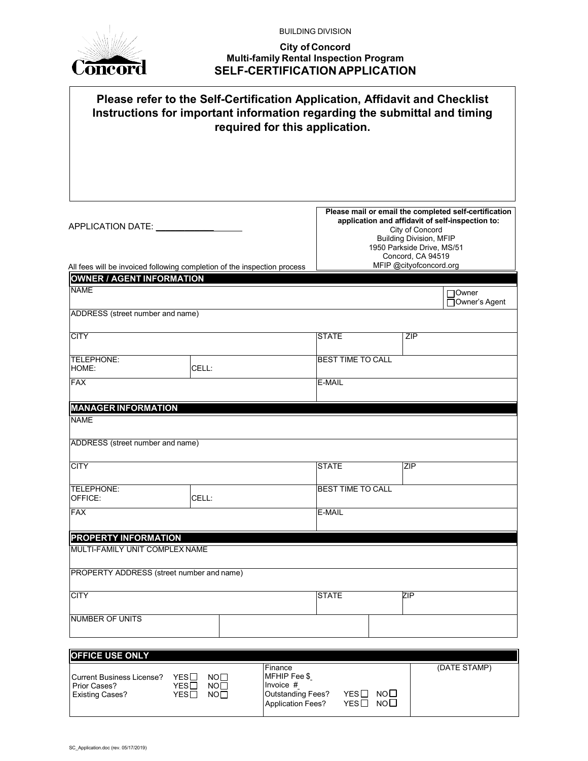BUILDING DIVISION

**City of Concord**
**Multi-family Rental Inspection Program**
# SELF-CERTIFICATION APPLICATION

**Please refer to the Self-Certification Application, Affidavit and Checklist Instructions for important information regarding the submittal and timing required for this application.**

APPLICATION DATE: ____________

**Please mail or email the completed self-certification application and affidavit of self-inspection to:**
City of Concord
Building Division, MFIP
1950 Parkside Drive, MS/51
Concord, CA 94519
MFIP @cityofconcord.org

All fees will be invoiced following completion of the inspection process

## OWNER / AGENT INFORMATION

| | | | |
|---|---|---|---|
| NAME | | | ☐ Owner<br>☐ Owner's Agent |
| ADDRESS (street number and name) | | | |
| CITY | | STATE | ZIP |
| TELEPHONE:<br>HOME: | CELL: | BEST TIME TO CALL | |
| FAX | | E-MAIL | |

## MANAGER INFORMATION

| | | | |
|---|---|---|---|
| NAME | | | |
| ADDRESS (street number and name) | | | |
| CITY | | STATE | ZIP |
| TELEPHONE:<br>OFFICE: | CELL: | BEST TIME TO CALL | |
| FAX | | E-MAIL | |

## PROPERTY INFORMATION

| | | | |
|---|---|---|---|
| MULTI-FAMILY UNIT COMPLEX NAME | | | |
| PROPERTY ADDRESS (street number and name) | | | |
| CITY | | STATE | ZIP |
| NUMBER OF UNITS | | | |

## OFFICE USE ONLY

| | | |
|---|---|---|
| Current Business License? YES ☐ NO ☐<br>Prior Cases? YES ☐ NO ☐<br>Existing Cases? YES ☐ NO ☐ | Finance<br>MFHIP Fee $<br>Invoice #<br>Outstanding Fees? YES ☐ NO ☐<br>Application Fees? YES ☐ NO ☐ | (DATE STAMP) |

SC_Application.doc (rev. 05/17/2019)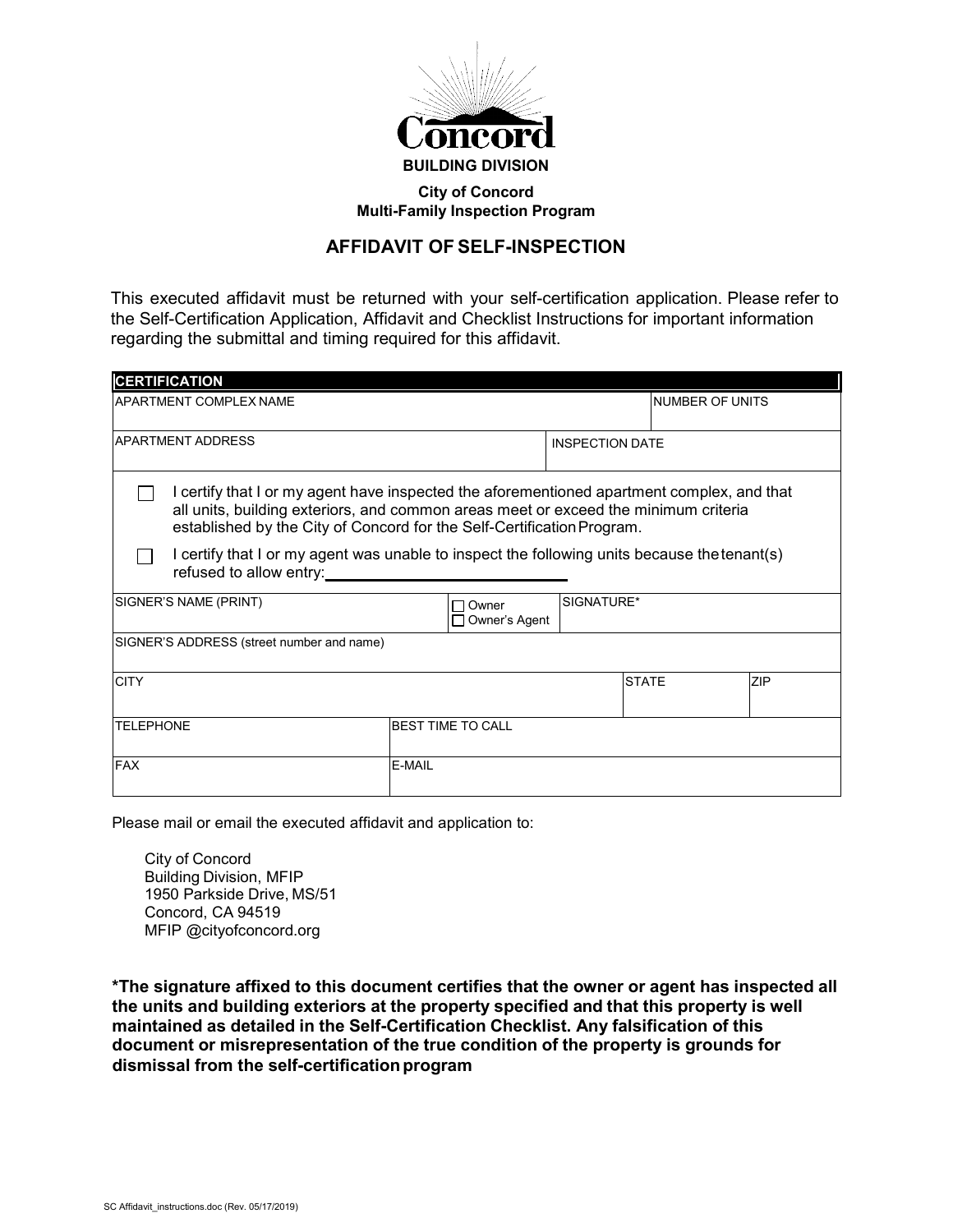**BUILDING DIVISION**

**City of Concord**
**Multi-Family Inspection Program**

## AFFIDAVIT OF SELF-INSPECTION

This executed affidavit must be returned with your self-certification application. Please refer to the Self-Certification Application, Affidavit and Checklist Instructions for important information regarding the submittal and timing required for this affidavit.

| **CERTIFICATION** | | | |
|---|---|---|---|
| APARTMENT COMPLEX NAME | | | NUMBER OF UNITS |
| APARTMENT ADDRESS | | INSPECTION DATE | |

☐ I certify that I or my agent have inspected the aforementioned apartment complex, and that all units, building exteriors, and common areas meet or exceed the minimum criteria established by the City of Concord for the Self-Certification Program.

☐ I certify that I or my agent was unable to inspect the following units because the tenant(s) refused to allow entry: ______________________________

| SIGNER'S NAME (PRINT) | ☐ Owner ☐ Owner's Agent | SIGNATURE* | |
|---|---|---|---|
| SIGNER'S ADDRESS (street number and name) | | | |
| CITY | | STATE | ZIP |
| TELEPHONE | BEST TIME TO CALL | | |
| FAX | E-MAIL | | |

Please mail or email the executed affidavit and application to:

City of Concord
Building Division, MFIP
1950 Parkside Drive, MS/51
Concord, CA 94519
MFIP @cityofconcord.org

**\*The signature affixed to this document certifies that the owner or agent has inspected all the units and building exteriors at the property specified and that this property is well maintained as detailed in the Self-Certification Checklist. Any falsification of this document or misrepresentation of the true condition of the property is grounds for dismissal from the self-certification program**

SC Affidavit_instructions.doc (Rev. 05/17/2019)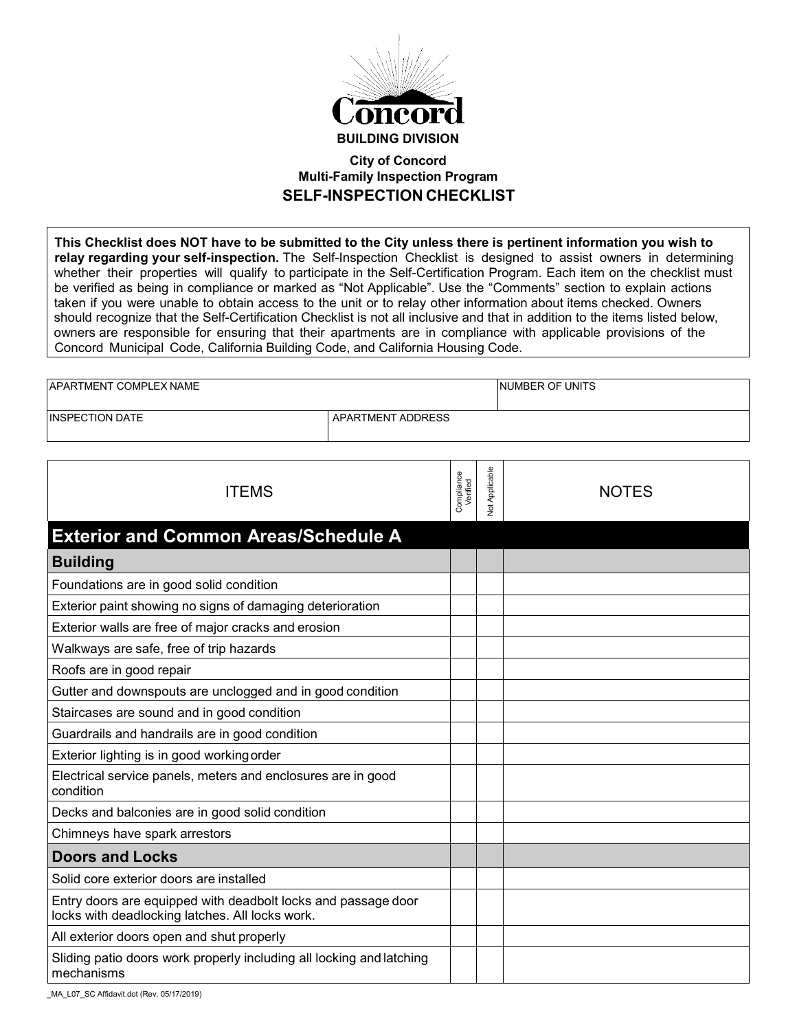**BUILDING DIVISION**

**City of Concord**
**Multi-Family Inspection Program**

## SELF-INSPECTION CHECKLIST

**This Checklist does NOT have to be submitted to the City unless there is pertinent information you wish to relay regarding your self-inspection.** The Self-Inspection Checklist is designed to assist owners in determining whether their properties will qualify to participate in the Self-Certification Program. Each item on the checklist must be verified as being in compliance or marked as "Not Applicable". Use the "Comments" section to explain actions taken if you were unable to obtain access to the unit or to relay other information about items checked. Owners should recognize that the Self-Certification Checklist is not all inclusive and that in addition to the items listed below, owners are responsible for ensuring that their apartments are in compliance with applicable provisions of the Concord Municipal Code, California Building Code, and California Housing Code.

| APARTMENT COMPLEX NAME | | NUMBER OF UNITS |
|---|---|---|
| INSPECTION DATE | APARTMENT ADDRESS | |

| ITEMS | Compliance Verified | Not Applicable | NOTES |
|---|---|---|---|
| **Exterior and Common Areas/Schedule A** | | | |
| **Building** | | | |
| Foundations are in good solid condition | | | |
| Exterior paint showing no signs of damaging deterioration | | | |
| Exterior walls are free of major cracks and erosion | | | |
| Walkways are safe, free of trip hazards | | | |
| Roofs are in good repair | | | |
| Gutter and downspouts are unclogged and in good condition | | | |
| Staircases are sound and in good condition | | | |
| Guardrails and handrails are in good condition | | | |
| Exterior lighting is in good working order | | | |
| Electrical service panels, meters and enclosures are in good condition | | | |
| Decks and balconies are in good solid condition | | | |
| Chimneys have spark arrestors | | | |
| **Doors and Locks** | | | |
| Solid core exterior doors are installed | | | |
| Entry doors are equipped with deadbolt locks and passage door locks with deadlocking latches. All locks work. | | | |
| All exterior doors open and shut properly | | | |
| Sliding patio doors work properly including all locking and latching mechanisms | | | |

_MA_L07_SC Affidavit.dot (Rev. 05/17/2019)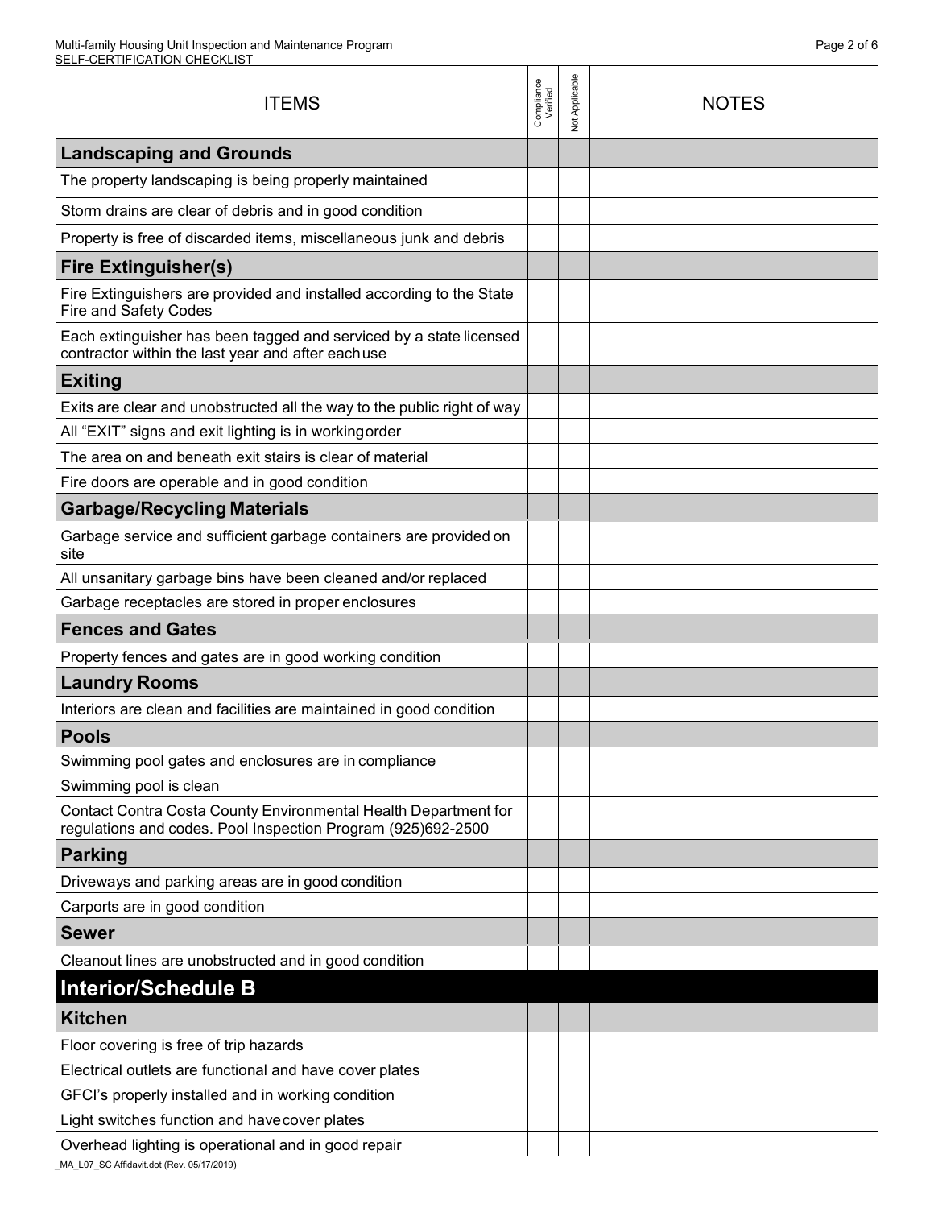| ITEMS | Compliance Verified | Not Applicable | NOTES |
|---|---|---|---|
| **Landscaping and Grounds** | | | |
| The property landscaping is being properly maintained | | | |
| Storm drains are clear of debris and in good condition | | | |
| Property is free of discarded items, miscellaneous junk and debris | | | |
| **Fire Extinguisher(s)** | | | |
| Fire Extinguishers are provided and installed according to the State Fire and Safety Codes | | | |
| Each extinguisher has been tagged and serviced by a state licensed contractor within the last year and after each use | | | |
| **Exiting** | | | |
| Exits are clear and unobstructed all the way to the public right of way | | | |
| All “EXIT” signs and exit lighting is in working order | | | |
| The area on and beneath exit stairs is clear of material | | | |
| Fire doors are operable and in good condition | | | |
| **Garbage/Recycling Materials** | | | |
| Garbage service and sufficient garbage containers are provided on site | | | |
| All unsanitary garbage bins have been cleaned and/or replaced | | | |
| Garbage receptacles are stored in proper enclosures | | | |
| **Fences and Gates** | | | |
| Property fences and gates are in good working condition | | | |
| **Laundry Rooms** | | | |
| Interiors are clean and facilities are maintained in good condition | | | |
| **Pools** | | | |
| Swimming pool gates and enclosures are in compliance | | | |
| Swimming pool is clean | | | |
| Contact Contra Costa County Environmental Health Department for regulations and codes. Pool Inspection Program (925)692-2500 | | | |
| **Parking** | | | |
| Driveways and parking areas are in good condition | | | |
| Carports are in good condition | | | |
| **Sewer** | | | |
| Cleanout lines are unobstructed and in good condition | | | |
| **Interior/Schedule B** | | | |
| **Kitchen** | | | |
| Floor covering is free of trip hazards | | | |
| Electrical outlets are functional and have cover plates | | | |
| GFCI’s properly installed and in working condition | | | |
| Light switches function and have cover plates | | | |
| Overhead lighting is operational and in good repair | | | |

_MA_L07_SC Affidavit.dot (Rev. 05/17/2019)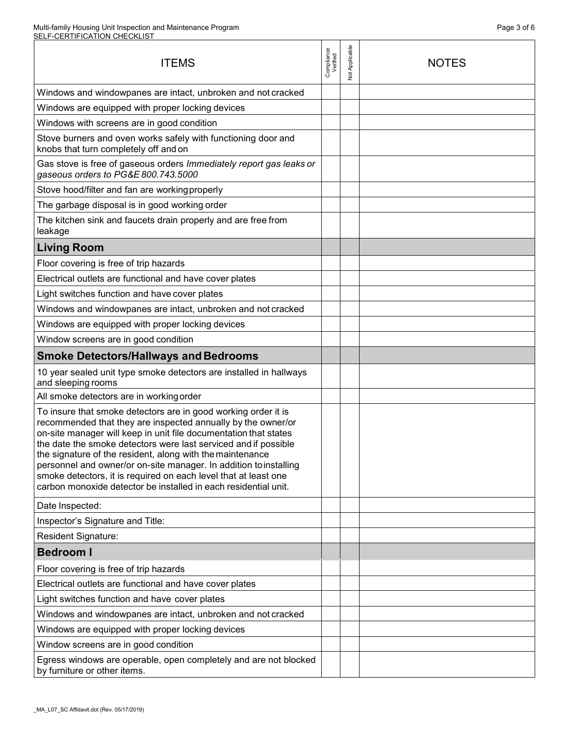| ITEMS | Compliance Verified | Not Applicable | NOTES |
|---|---|---|---|
| Windows and windowpanes are intact, unbroken and not cracked | | | |
| Windows are equipped with proper locking devices | | | |
| Windows with screens are in good condition | | | |
| Stove burners and oven works safely with functioning door and knobs that turn completely off and on | | | |
| Gas stove is free of gaseous orders *Immediately report gas leaks or gaseous orders to PG&E 800.743.5000* | | | |
| Stove hood/filter and fan are working properly | | | |
| The garbage disposal is in good working order | | | |
| The kitchen sink and faucets drain properly and are free from leakage | | | |
| **Living Room** | | | |
| Floor covering is free of trip hazards | | | |
| Electrical outlets are functional and have cover plates | | | |
| Light switches function and have cover plates | | | |
| Windows and windowpanes are intact, unbroken and not cracked | | | |
| Windows are equipped with proper locking devices | | | |
| Window screens are in good condition | | | |
| **Smoke Detectors/Hallways and Bedrooms** | | | |
| 10 year sealed unit type smoke detectors are installed in hallways and sleeping rooms | | | |
| All smoke detectors are in working order | | | |
| To insure that smoke detectors are in good working order it is recommended that they are inspected annually by the owner/or on-site manager will keep in unit file documentation that states the date the smoke detectors were last serviced and if possible the signature of the resident, along with the maintenance personnel and owner/or on-site manager. In addition to installing smoke detectors, it is required on each level that at least one carbon monoxide detector be installed in each residential unit. | | | |
| Date Inspected: | | | |
| Inspector's Signature and Title: | | | |
| Resident Signature: | | | |
| **Bedroom I** | | | |
| Floor covering is free of trip hazards | | | |
| Electrical outlets are functional and have cover plates | | | |
| Light switches function and have cover plates | | | |
| Windows and windowpanes are intact, unbroken and not cracked | | | |
| Windows are equipped with proper locking devices | | | |
| Window screens are in good condition | | | |
| Egress windows are operable, open completely and are not blocked by furniture or other items. | | | |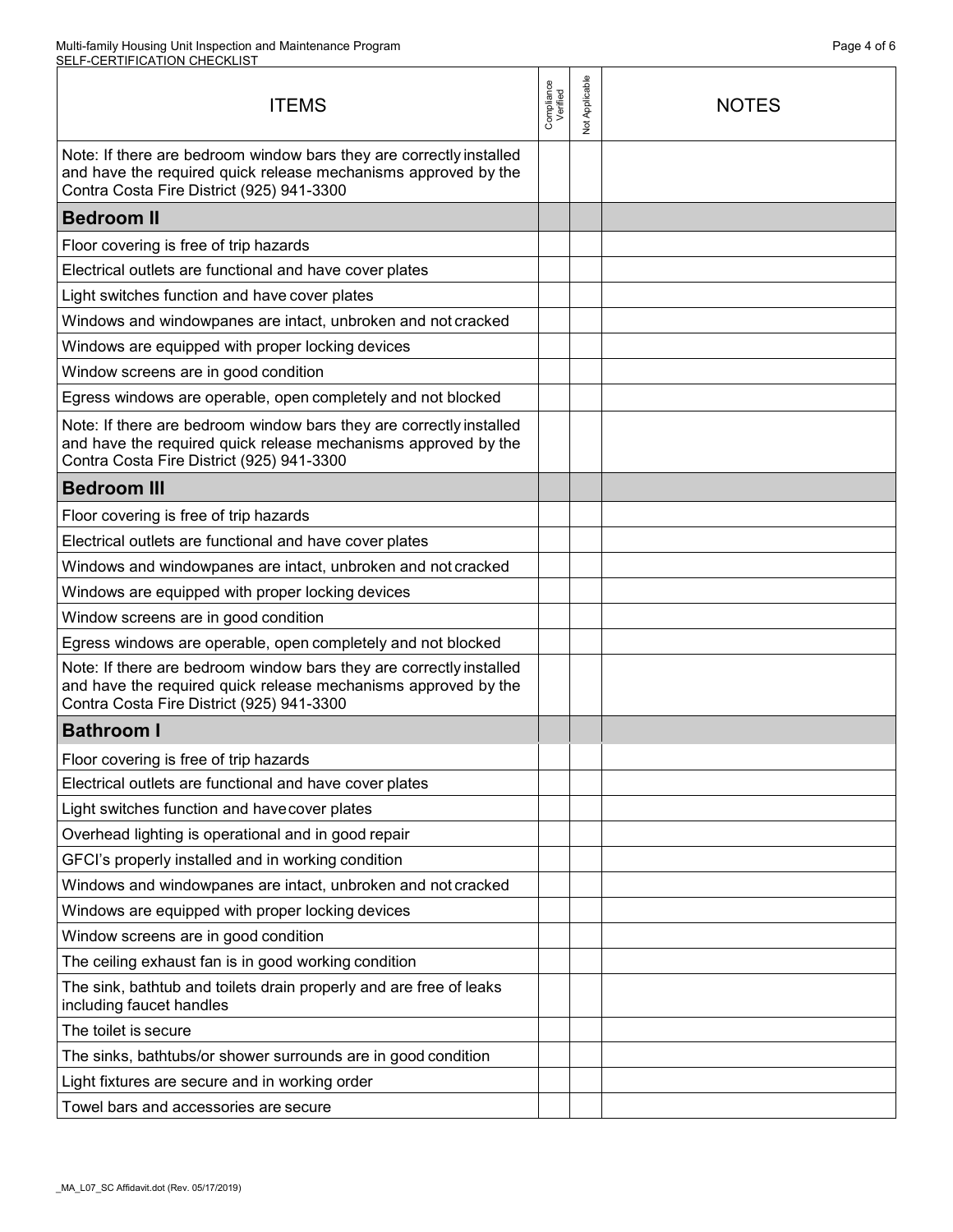| ITEMS | Compliance Verified | Not Applicable | NOTES |
|---|---|---|---|
| Note: If there are bedroom window bars they are correctly installed and have the required quick release mechanisms approved by the Contra Costa Fire District (925) 941-3300 | | | |
| **Bedroom II** | | | |
| Floor covering is free of trip hazards | | | |
| Electrical outlets are functional and have cover plates | | | |
| Light switches function and have cover plates | | | |
| Windows and windowpanes are intact, unbroken and not cracked | | | |
| Windows are equipped with proper locking devices | | | |
| Window screens are in good condition | | | |
| Egress windows are operable, open completely and not blocked | | | |
| Note: If there are bedroom window bars they are correctly installed and have the required quick release mechanisms approved by the Contra Costa Fire District (925) 941-3300 | | | |
| **Bedroom III** | | | |
| Floor covering is free of trip hazards | | | |
| Electrical outlets are functional and have cover plates | | | |
| Windows and windowpanes are intact, unbroken and not cracked | | | |
| Windows are equipped with proper locking devices | | | |
| Window screens are in good condition | | | |
| Egress windows are operable, open completely and not blocked | | | |
| Note: If there are bedroom window bars they are correctly installed and have the required quick release mechanisms approved by the Contra Costa Fire District (925) 941-3300 | | | |
| **Bathroom I** | | | |
| Floor covering is free of trip hazards | | | |
| Electrical outlets are functional and have cover plates | | | |
| Light switches function and havecover plates | | | |
| Overhead lighting is operational and in good repair | | | |
| GFCI's properly installed and in working condition | | | |
| Windows and windowpanes are intact, unbroken and not cracked | | | |
| Windows are equipped with proper locking devices | | | |
| Window screens are in good condition | | | |
| The ceiling exhaust fan is in good working condition | | | |
| The sink, bathtub and toilets drain properly and are free of leaks including faucet handles | | | |
| The toilet is secure | | | |
| The sinks, bathtubs/or shower surrounds are in good condition | | | |
| Light fixtures are secure and in working order | | | |
| Towel bars and accessories are secure | | | |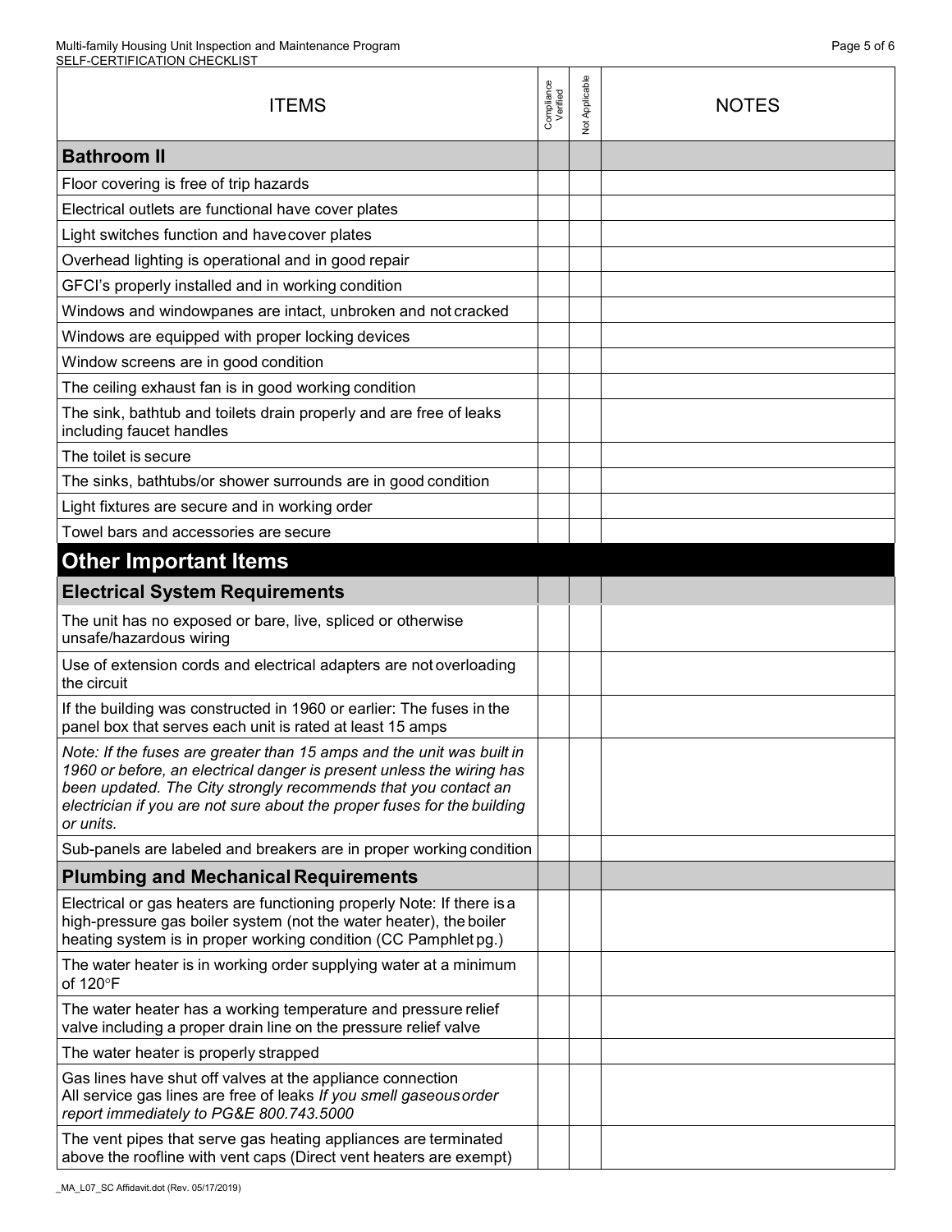| ITEMS | Compliance Verified | Not Applicable | NOTES |
|---|---|---|---|
| **Bathroom II** | | | |
| Floor covering is free of trip hazards | | | |
| Electrical outlets are functional have cover plates | | | |
| Light switches function and have cover plates | | | |
| Overhead lighting is operational and in good repair | | | |
| GFCI's properly installed and in working condition | | | |
| Windows and windowpanes are intact, unbroken and not cracked | | | |
| Windows are equipped with proper locking devices | | | |
| Window screens are in good condition | | | |
| The ceiling exhaust fan is in good working condition | | | |
| The sink, bathtub and toilets drain properly and are free of leaks including faucet handles | | | |
| The toilet is secure | | | |
| The sinks, bathtubs/or shower surrounds are in good condition | | | |
| Light fixtures are secure and in working order | | | |
| Towel bars and accessories are secure | | | |
| **Other Important Items** | | | |
| **Electrical System Requirements** | | | |
| The unit has no exposed or bare, live, spliced or otherwise unsafe/hazardous wiring | | | |
| Use of extension cords and electrical adapters are not overloading the circuit | | | |
| If the building was constructed in 1960 or earlier: The fuses in the panel box that serves each unit is rated at least 15 amps | | | |
| *Note: If the fuses are greater than 15 amps and the unit was built in 1960 or before, an electrical danger is present unless the wiring has been updated. The City strongly recommends that you contact an electrician if you are not sure about the proper fuses for the building or units.* | | | |
| Sub-panels are labeled and breakers are in proper working condition | | | |
| **Plumbing and Mechanical Requirements** | | | |
| Electrical or gas heaters are functioning properly Note: If there is a high-pressure gas boiler system (not the water heater), the boiler heating system is in proper working condition (CC Pamphlet pg.) | | | |
| The water heater is in working order supplying water at a minimum of 120°F | | | |
| The water heater has a working temperature and pressure relief valve including a proper drain line on the pressure relief valve | | | |
| The water heater is properly strapped | | | |
| Gas lines have shut off valves at the appliance connection All service gas lines are free of leaks *If you smell gaseous order report immediately to PG&E 800.743.5000* | | | |
| The vent pipes that serve gas heating appliances are terminated above the roofline with vent caps (Direct vent heaters are exempt) | | | |

_MA_L07_SC Affidavit.dot (Rev. 05/17/2019)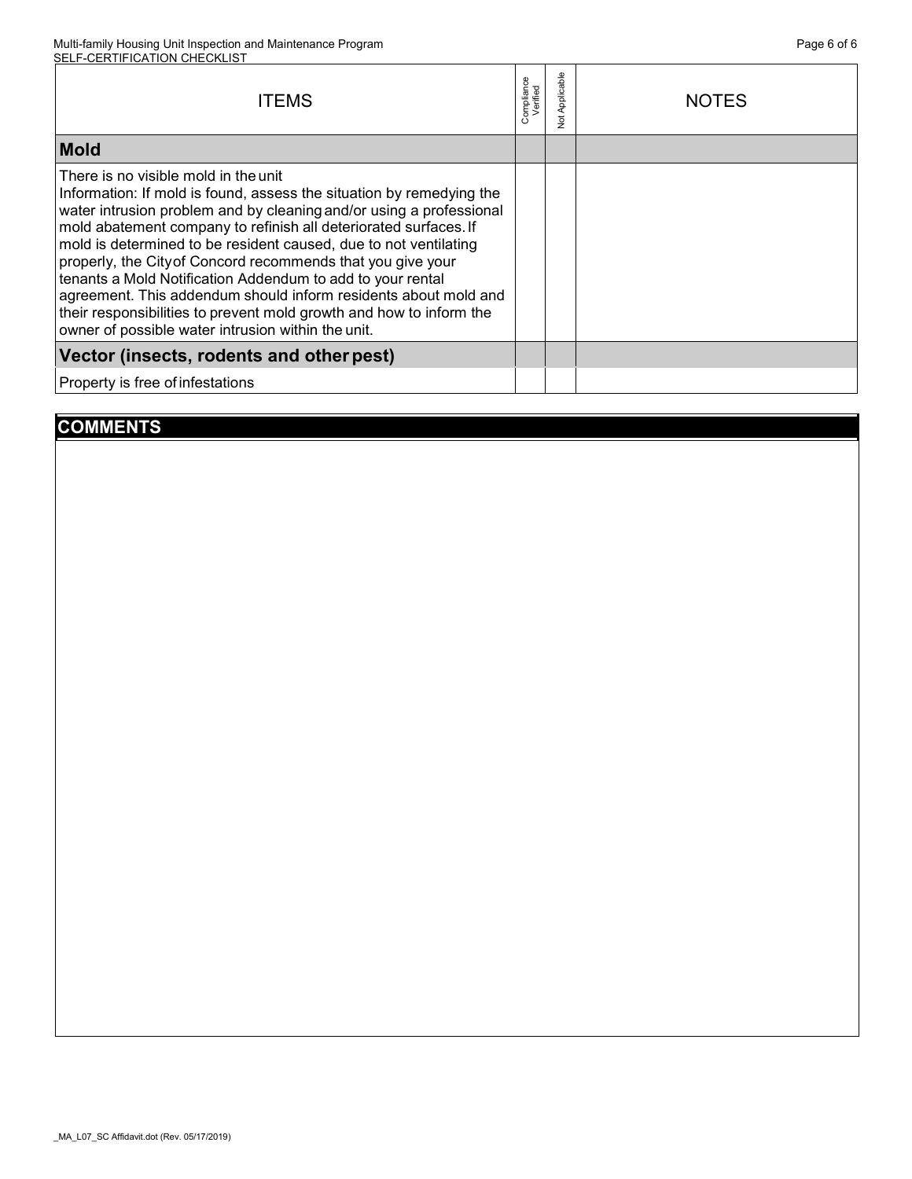| ITEMS | Compliance Verified | Not Applicable | NOTES |
|---|---|---|---|
| **Mold** | | | |
| There is no visible mold in the unit<br>Information: If mold is found, assess the situation by remedying the water intrusion problem and by cleaning and/or using a professional mold abatement company to refinish all deteriorated surfaces. If mold is determined to be resident caused, due to not ventilating properly, the City of Concord recommends that you give your tenants a Mold Notification Addendum to add to your rental agreement. This addendum should inform residents about mold and their responsibilities to prevent mold growth and how to inform the owner of possible water intrusion within the unit. | | | |
| **Vector (insects, rodents and other pest)** | | | |
| Property is free of infestations | | | |

## COMMENTS

_MA_L07_SC Affidavit.dot (Rev. 05/17/2019)